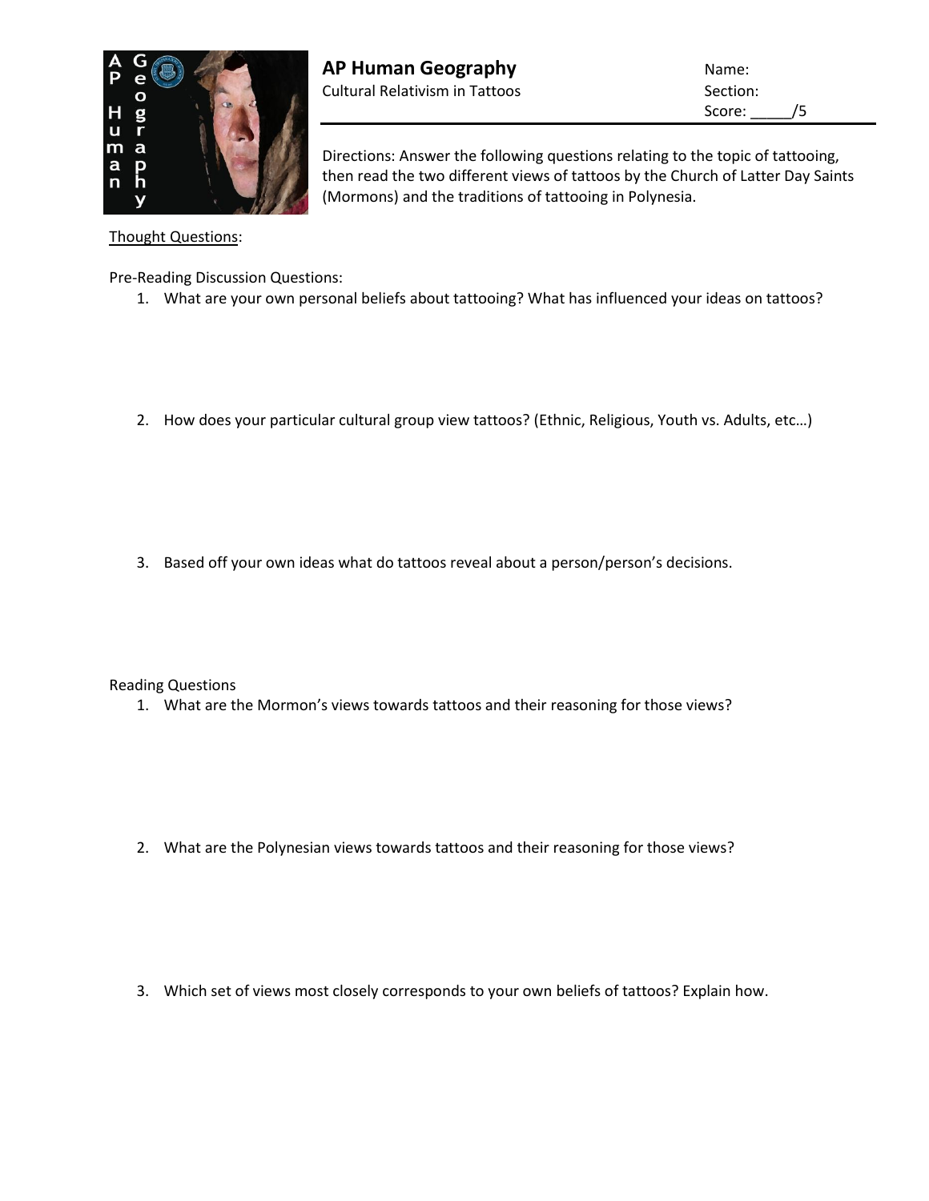# AP Human Geography

Cultural Relativism in Tattoos

Name:
Section:
Score: _____/5

Directions: Answer the following questions relating to the topic of tattooing, then read the two different views of tattoos by the Church of Latter Day Saints (Mormons) and the traditions of tattooing in Polynesia.

Thought Questions:

Pre-Reading Discussion Questions:

1. What are your own personal beliefs about tattooing? What has influenced your ideas on tattoos?

2. How does your particular cultural group view tattoos? (Ethnic, Religious, Youth vs. Adults, etc…)

3. Based off your own ideas what do tattoos reveal about a person/person's decisions.

Reading Questions

1. What are the Mormon's views towards tattoos and their reasoning for those views?

2. What are the Polynesian views towards tattoos and their reasoning for those views?

3. Which set of views most closely corresponds to your own beliefs of tattoos? Explain how.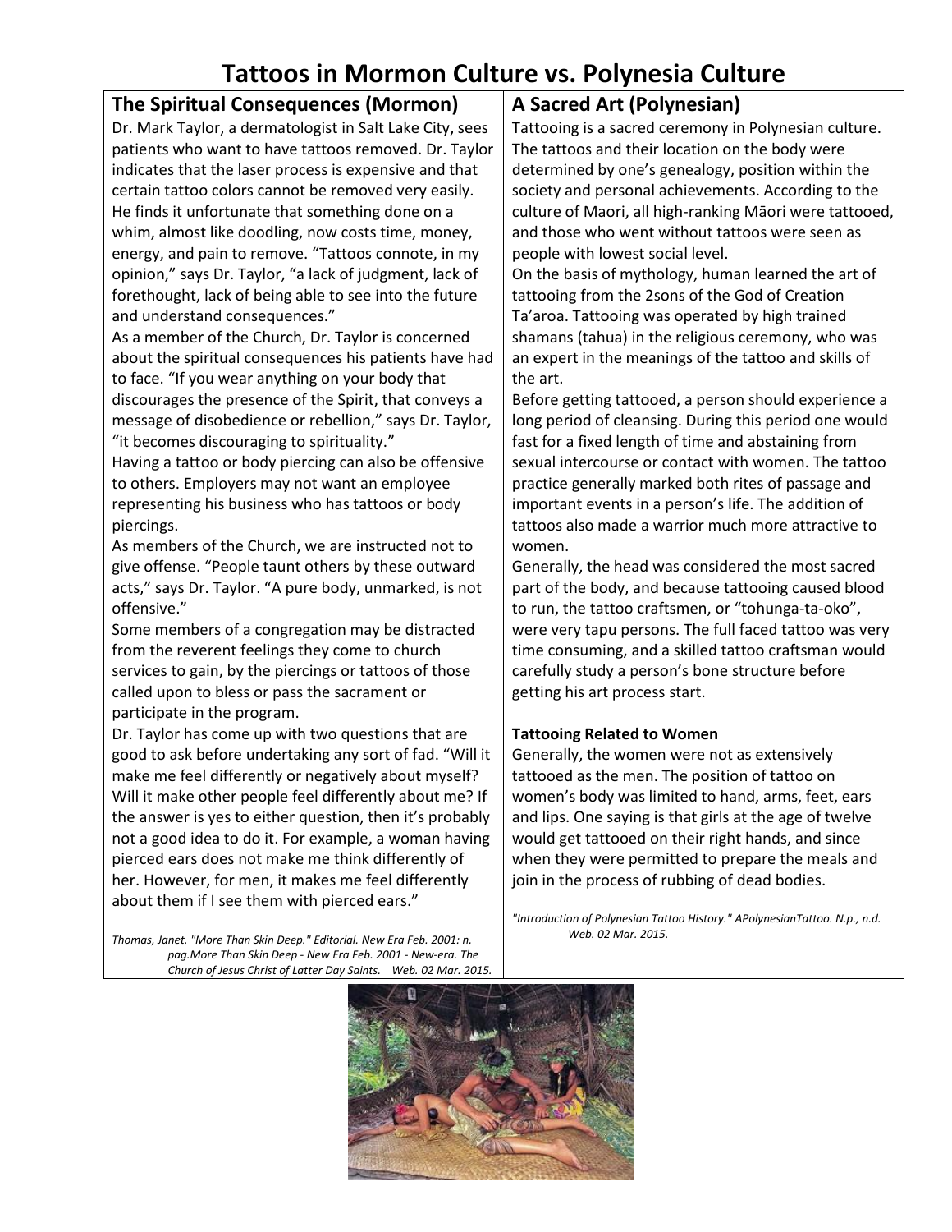# Tattoos in Mormon Culture vs. Polynesia Culture

## The Spiritual Consequences (Mormon)

Dr. Mark Taylor, a dermatologist in Salt Lake City, sees patients who want to have tattoos removed. Dr. Taylor indicates that the laser process is expensive and that certain tattoo colors cannot be removed very easily. He finds it unfortunate that something done on a whim, almost like doodling, now costs time, money, energy, and pain to remove. "Tattoos connote, in my opinion," says Dr. Taylor, "a lack of judgment, lack of forethought, lack of being able to see into the future and understand consequences."

As a member of the Church, Dr. Taylor is concerned about the spiritual consequences his patients have had to face. "If you wear anything on your body that discourages the presence of the Spirit, that conveys a message of disobedience or rebellion," says Dr. Taylor, "it becomes discouraging to spirituality."

Having a tattoo or body piercing can also be offensive to others. Employers may not want an employee representing his business who has tattoos or body piercings.

As members of the Church, we are instructed not to give offense. "People taunt others by these outward acts," says Dr. Taylor. "A pure body, unmarked, is not offensive."

Some members of a congregation may be distracted from the reverent feelings they come to church services to gain, by the piercings or tattoos of those called upon to bless or pass the sacrament or participate in the program.

Dr. Taylor has come up with two questions that are good to ask before undertaking any sort of fad. "Will it make me feel differently or negatively about myself? Will it make other people feel differently about me? If the answer is yes to either question, then it's probably not a good idea to do it. For example, a woman having pierced ears does not make me think differently of her. However, for men, it makes me feel differently about them if I see them with pierced ears."

*Thomas, Janet. "More Than Skin Deep." Editorial. New Era Feb. 2001: n. pag.More Than Skin Deep - New Era Feb. 2001 - New-era. The Church of Jesus Christ of Latter Day Saints. Web. 02 Mar. 2015.*

## A Sacred Art (Polynesian)

Tattooing is a sacred ceremony in Polynesian culture. The tattoos and their location on the body were determined by one's genealogy, position within the society and personal achievements. According to the culture of Maori, all high-ranking Māori were tattooed, and those who went without tattoos were seen as people with lowest social level.

On the basis of mythology, human learned the art of tattooing from the 2sons of the God of Creation Ta'aroa. Tattooing was operated by high trained shamans (tahua) in the religious ceremony, who was an expert in the meanings of the tattoo and skills of the art.

Before getting tattooed, a person should experience a long period of cleansing. During this period one would fast for a fixed length of time and abstaining from sexual intercourse or contact with women. The tattoo practice generally marked both rites of passage and important events in a person's life. The addition of tattoos also made a warrior much more attractive to women.

Generally, the head was considered the most sacred part of the body, and because tattooing caused blood to run, the tattoo craftsmen, or "tohunga-ta-oko", were very tapu persons. The full faced tattoo was very time consuming, and a skilled tattoo craftsman would carefully study a person's bone structure before getting his art process start.

**Tattooing Related to Women**

Generally, the women were not as extensively tattooed as the men. The position of tattoo on women's body was limited to hand, arms, feet, ears and lips. One saying is that girls at the age of twelve would get tattooed on their right hands, and since when they were permitted to prepare the meals and join in the process of rubbing of dead bodies.

*"Introduction of Polynesian Tattoo History." APolynesianTattoo. N.p., n.d. Web. 02 Mar. 2015.*